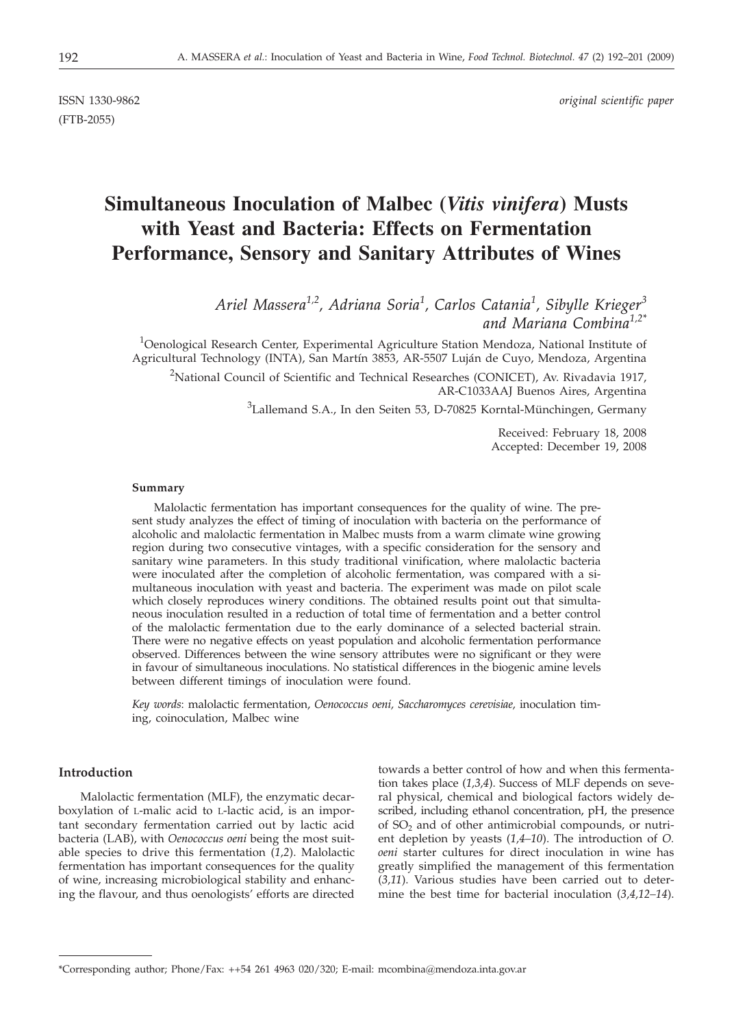ISSN 1330-9862 *original scientific paper*
(FTB-2055)

# Simultaneous Inoculation of Malbec (*Vitis vinifera*) Musts with Yeast and Bacteria: Effects on Fermentation Performance, Sensory and Sanitary Attributes of Wines

*Ariel Massera[1,2], Adriana Soria[1], Carlos Catania[1], Sibylle Krieger[3] and Mariana Combina[1,2]\**

[1]Oenological Research Center, Experimental Agriculture Station Mendoza, National Institute of Agricultural Technology (INTA), San Martín 3853, AR-5507 Luján de Cuyo, Mendoza, Argentina

[2]National Council of Scientific and Technical Researches (CONICET), Av. Rivadavia 1917, AR-C1033AAJ Buenos Aires, Argentina

[3]Lallemand S.A., In den Seiten 53, D-70825 Korntal-Münchingen, Germany

Received: February 18, 2008
Accepted: December 19, 2008

### Summary

Malolactic fermentation has important consequences for the quality of wine. The present study analyzes the effect of timing of inoculation with bacteria on the performance of alcoholic and malolactic fermentation in Malbec musts from a warm climate wine growing region during two consecutive vintages, with a specific consideration for the sensory and sanitary wine parameters. In this study traditional vinification, where malolactic bacteria were inoculated after the completion of alcoholic fermentation, was compared with a simultaneous inoculation with yeast and bacteria. The experiment was made on pilot scale which closely reproduces winery conditions. The obtained results point out that simultaneous inoculation resulted in a reduction of total time of fermentation and a better control of the malolactic fermentation due to the early dominance of a selected bacterial strain. There were no negative effects on yeast population and alcoholic fermentation performance observed. Differences between the wine sensory attributes were no significant or they were in favour of simultaneous inoculations. No statistical differences in the biogenic amine levels between different timings of inoculation were found.

*Key words*: malolactic fermentation, *Oenococcus oeni, Saccharomyces cerevisiae*, inoculation timing, coinoculation, Malbec wine

## Introduction

Malolactic fermentation (MLF), the enzymatic decarboxylation of L-malic acid to L-lactic acid, is an important secondary fermentation carried out by lactic acid bacteria (LAB), with *Oenococcus oeni* being the most suitable species to drive this fermentation (*1,2*). Malolactic fermentation has important consequences for the quality of wine, increasing microbiological stability and enhancing the flavour, and thus oenologists' efforts are directed towards a better control of how and when this fermentation takes place (*1,3,4*). Success of MLF depends on several physical, chemical and biological factors widely described, including ethanol concentration, pH, the presence of $SO_2$ and of other antimicrobial compounds, or nutrient depletion by yeasts (*1,4–10*). The introduction of *O. oeni* starter cultures for direct inoculation in wine has greatly simplified the management of this fermentation (*3,11*). Various studies have been carried out to determine the best time for bacterial inoculation (*3,4,12–14*).

---

\*Corresponding author; Phone/Fax: ++54 261 4963 020/320; E-mail: mcombina@mendoza.inta.gov.ar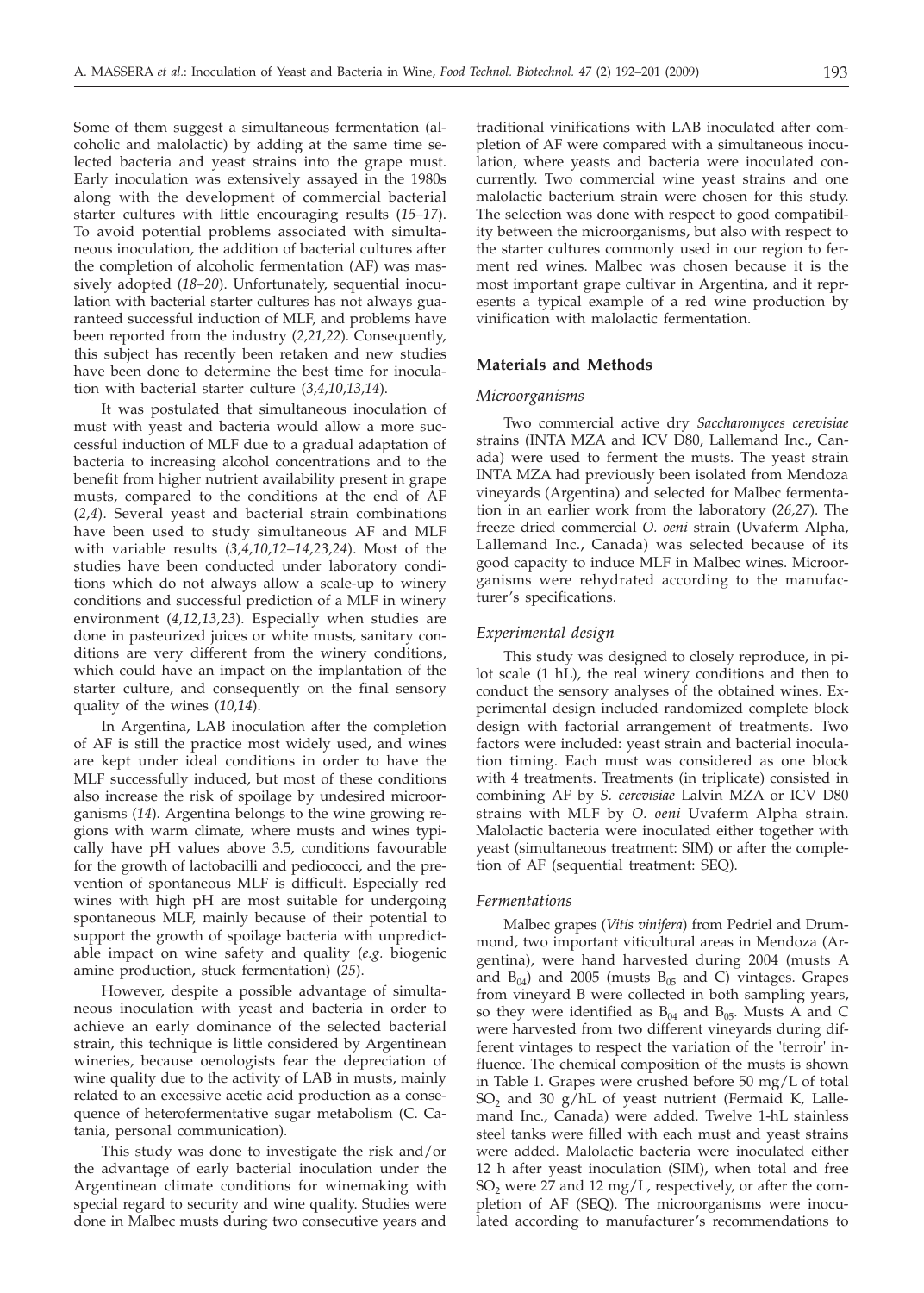Some of them suggest a simultaneous fermentation (alcoholic and malolactic) by adding at the same time selected bacteria and yeast strains into the grape must. Early inoculation was extensively assayed in the 1980s along with the development of commercial bacterial starter cultures with little encouraging results (*15–17*). To avoid potential problems associated with simultaneous inoculation, the addition of bacterial cultures after the completion of alcoholic fermentation (AF) was massively adopted (*18–20*). Unfortunately, sequential inoculation with bacterial starter cultures has not always guaranteed successful induction of MLF, and problems have been reported from the industry (*2,21,22*). Consequently, this subject has recently been retaken and new studies have been done to determine the best time for inoculation with bacterial starter culture (*3,4,10,13,14*).

It was postulated that simultaneous inoculation of must with yeast and bacteria would allow a more successful induction of MLF due to a gradual adaptation of bacteria to increasing alcohol concentrations and to the benefit from higher nutrient availability present in grape musts, compared to the conditions at the end of AF (*2,4*). Several yeast and bacterial strain combinations have been used to study simultaneous AF and MLF with variable results (*3,4,10,12–14,23,24*). Most of the studies have been conducted under laboratory conditions which do not always allow a scale-up to winery conditions and successful prediction of a MLF in winery environment (*4,12,13,23*). Especially when studies are done in pasteurized juices or white musts, sanitary conditions are very different from the winery conditions, which could have an impact on the implantation of the starter culture, and consequently on the final sensory quality of the wines (*10,14*).

In Argentina, LAB inoculation after the completion of AF is still the practice most widely used, and wines are kept under ideal conditions in order to have the MLF successfully induced, but most of these conditions also increase the risk of spoilage by undesired microorganisms (*14*). Argentina belongs to the wine growing regions with warm climate, where musts and wines typically have pH values above 3.5, conditions favourable for the growth of lactobacilli and pediococci, and the prevention of spontaneous MLF is difficult. Especially red wines with high pH are most suitable for undergoing spontaneous MLF, mainly because of their potential to support the growth of spoilage bacteria with unpredictable impact on wine safety and quality (*e.g.* biogenic amine production, stuck fermentation) (*25*).

However, despite a possible advantage of simultaneous inoculation with yeast and bacteria in order to achieve an early dominance of the selected bacterial strain, this technique is little considered by Argentinean wineries, because oenologists fear the depreciation of wine quality due to the activity of LAB in musts, mainly related to an excessive acetic acid production as a consequence of heterofermentative sugar metabolism (C. Catania, personal communication).

This study was done to investigate the risk and/or the advantage of early bacterial inoculation under the Argentinean climate conditions for winemaking with special regard to security and wine quality. Studies were done in Malbec musts during two consecutive years and traditional vinifications with LAB inoculated after completion of AF were compared with a simultaneous inoculation, where yeasts and bacteria were inoculated concurrently. Two commercial wine yeast strains and one malolactic bacterium strain were chosen for this study. The selection was done with respect to good compatibility between the microorganisms, but also with respect to the starter cultures commonly used in our region to ferment red wines. Malbec was chosen because it is the most important grape cultivar in Argentina, and it represents a typical example of a red wine production by vinification with malolactic fermentation.

## Materials and Methods

### *Microorganisms*

Two commercial active dry *Saccharomyces cerevisiae* strains (INTA MZA and ICV D80, Lallemand Inc., Canada) were used to ferment the musts. The yeast strain INTA MZA had previously been isolated from Mendoza vineyards (Argentina) and selected for Malbec fermentation in an earlier work from the laboratory (*26,27*). The freeze dried commercial *O. oeni* strain (Uvaferm Alpha, Lallemand Inc., Canada) was selected because of its good capacity to induce MLF in Malbec wines. Microorganisms were rehydrated according to the manufacturer's specifications.

### *Experimental design*

This study was designed to closely reproduce, in pilot scale (1 hL), the real winery conditions and then to conduct the sensory analyses of the obtained wines. Experimental design included randomized complete block design with factorial arrangement of treatments. Two factors were included: yeast strain and bacterial inoculation timing. Each must was considered as one block with 4 treatments. Treatments (in triplicate) consisted in combining AF by *S. cerevisiae* Lalvin MZA or ICV D80 strains with MLF by *O. oeni* Uvaferm Alpha strain. Malolactic bacteria were inoculated either together with yeast (simultaneous treatment: SIM) or after the completion of AF (sequential treatment: SEQ).

### *Fermentations*

Malbec grapes (*Vitis vinifera*) from Pedriel and Drummond, two important viticultural areas in Mendoza (Argentina), were hand harvested during 2004 (musts A and $B_{04}$) and 2005 (musts $B_{05}$ and C) vintages. Grapes from vineyard B were collected in both sampling years, so they were identified as $B_{04}$ and $B_{05}$. Musts A and C were harvested from two different vineyards during different vintages to respect the variation of the 'terroir' influence. The chemical composition of the musts is shown in Table 1. Grapes were crushed before 50 mg/L of total $SO_2$ and 30 g/hL of yeast nutrient (Fermaid K, Lallemand Inc., Canada) were added. Twelve 1-hL stainless steel tanks were filled with each must and yeast strains were added. Malolactic bacteria were inoculated either 12 h after yeast inoculation (SIM), when total and free $SO_2$ were 27 and 12 mg/L, respectively, or after the completion of AF (SEQ). The microorganisms were inoculated according to manufacturer's recommendations to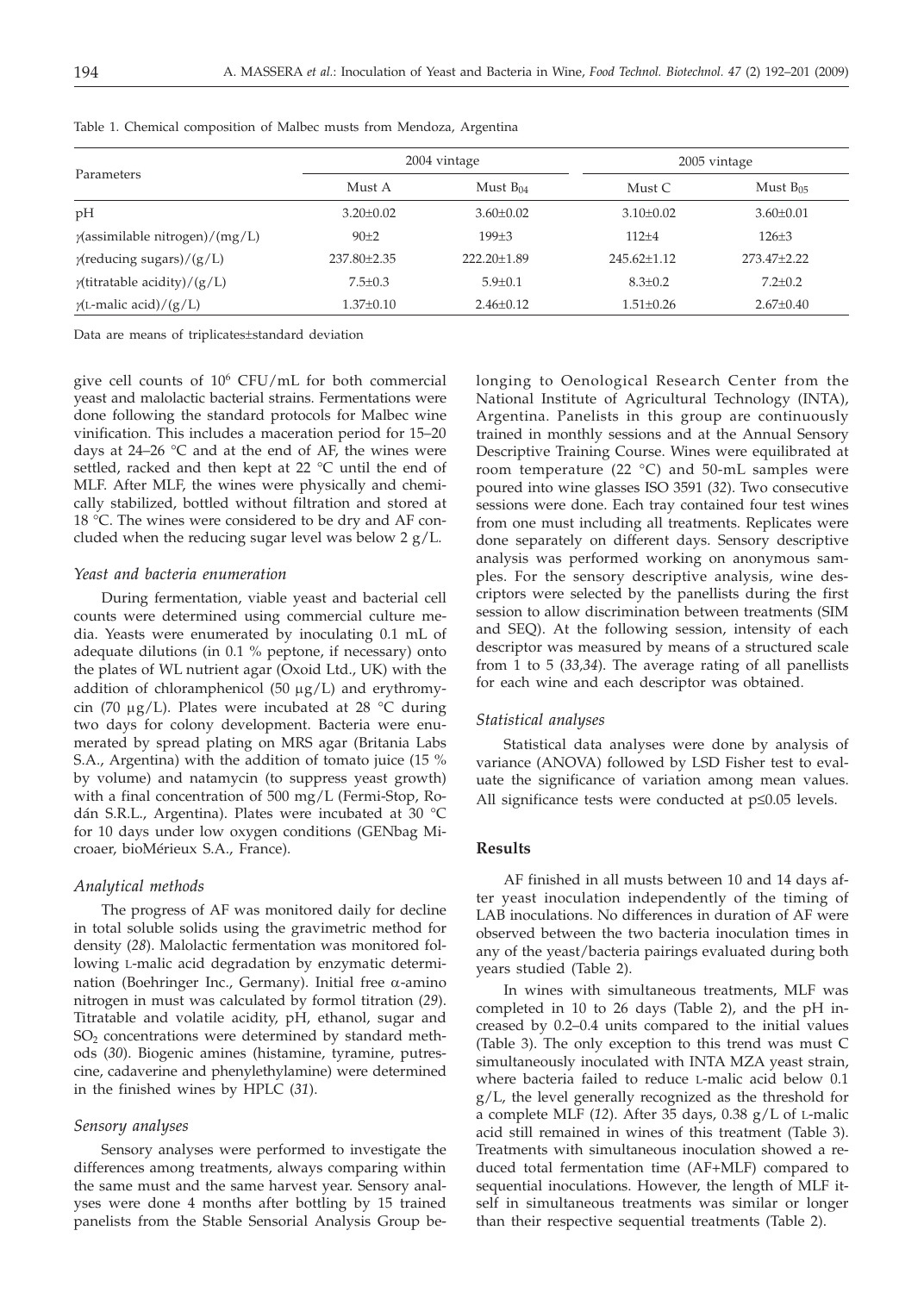Table 1. Chemical composition of Malbec musts from Mendoza, Argentina

| Parameters | 2004 vintage | | 2005 vintage | |
|---|---|---|---|---|
| | Must A | Must $B_{04}$ | Must C | Must $B_{05}$ |
| pH | 3.20±0.02 | 3.60±0.02 | 3.10±0.02 | 3.60±0.01 |
| $\gamma$(assimilable nitrogen)/(mg/L) | 90±2 | 199±3 | 112±4 | 126±3 |
| $\gamma$(reducing sugars)/(g/L) | 237.80±2.35 | 222.20±1.89 | 245.62±1.12 | 273.47±2.22 |
| $\gamma$(titratable acidity)/(g/L) | 7.5±0.3 | 5.9±0.1 | 8.3±0.2 | 7.2±0.2 |
| $\gamma$(L-malic acid)/(g/L) | 1.37±0.10 | 2.46±0.12 | 1.51±0.26 | 2.67±0.40 |

Data are means of triplicates±standard deviation

give cell counts of $10^6$ CFU/mL for both commercial yeast and malolactic bacterial strains. Fermentations were done following the standard protocols for Malbec wine vinification. This includes a maceration period for 15–20 days at 24–26 °C and at the end of AF, the wines were settled, racked and then kept at 22 °C until the end of MLF. After MLF, the wines were physically and chemically stabilized, bottled without filtration and stored at 18 °C. The wines were considered to be dry and AF concluded when the reducing sugar level was below 2 g/L.

### *Yeast and bacteria enumeration*

During fermentation, viable yeast and bacterial cell counts were determined using commercial culture media. Yeasts were enumerated by inoculating 0.1 mL of adequate dilutions (in 0.1 % peptone, if necessary) onto the plates of WL nutrient agar (Oxoid Ltd., UK) with the addition of chloramphenicol (50 μg/L) and erythromycin (70 μg/L). Plates were incubated at 28 °C during two days for colony development. Bacteria were enumerated by spread plating on MRS agar (Britania Labs S.A., Argentina) with the addition of tomato juice (15 % by volume) and natamycin (to suppress yeast growth) with a final concentration of 500 mg/L (Fermi-Stop, Rodán S.R.L., Argentina). Plates were incubated at 30 °C for 10 days under low oxygen conditions (GENbag Microaer, bioMérieux S.A., France).

### *Analytical methods*

The progress of AF was monitored daily for decline in total soluble solids using the gravimetric method for density (*28*). Malolactic fermentation was monitored following L-malic acid degradation by enzymatic determination (Boehringer Inc., Germany). Initial free α-amino nitrogen in must was calculated by formol titration (*29*). Titratable and volatile acidity, pH, ethanol, sugar and $SO_2$ concentrations were determined by standard methods (*30*). Biogenic amines (histamine, tyramine, putrescine, cadaverine and phenylethylamine) were determined in the finished wines by HPLC (*31*).

### *Sensory analyses*

Sensory analyses were performed to investigate the differences among treatments, always comparing within the same must and the same harvest year. Sensory analyses were done 4 months after bottling by 15 trained panelists from the Stable Sensorial Analysis Group belonging to Oenological Research Center from the National Institute of Agricultural Technology (INTA), Argentina. Panelists in this group are continuously trained in monthly sessions and at the Annual Sensory Descriptive Training Course. Wines were equilibrated at room temperature (22 °C) and 50-mL samples were poured into wine glasses ISO 3591 (*32*). Two consecutive sessions were done. Each tray contained four test wines from one must including all treatments. Replicates were done separately on different days. Sensory descriptive analysis was performed working on anonymous samples. For the sensory descriptive analysis, wine descriptors were selected by the panellists during the first session to allow discrimination between treatments (SIM and SEQ). At the following session, intensity of each descriptor was measured by means of a structured scale from 1 to 5 (*33,34*). The average rating of all panellists for each wine and each descriptor was obtained.

### *Statistical analyses*

Statistical data analyses were done by analysis of variance (ANOVA) followed by LSD Fisher test to evaluate the significance of variation among mean values. All significance tests were conducted at $p \leq 0.05$ levels.

## Results

AF finished in all musts between 10 and 14 days after yeast inoculation independently of the timing of LAB inoculations. No differences in duration of AF were observed between the two bacteria inoculation times in any of the yeast/bacteria pairings evaluated during both years studied (Table 2).

In wines with simultaneous treatments, MLF was completed in 10 to 26 days (Table 2), and the pH increased by 0.2–0.4 units compared to the initial values (Table 3). The only exception to this trend was must C simultaneously inoculated with INTA MZA yeast strain, where bacteria failed to reduce L-malic acid below 0.1 g/L, the level generally recognized as the threshold for a complete MLF (*12*). After 35 days, 0.38 g/L of L-malic acid still remained in wines of this treatment (Table 3). Treatments with simultaneous inoculation showed a reduced total fermentation time (AF+MLF) compared to sequential inoculations. However, the length of MLF itself in simultaneous treatments was similar or longer than their respective sequential treatments (Table 2).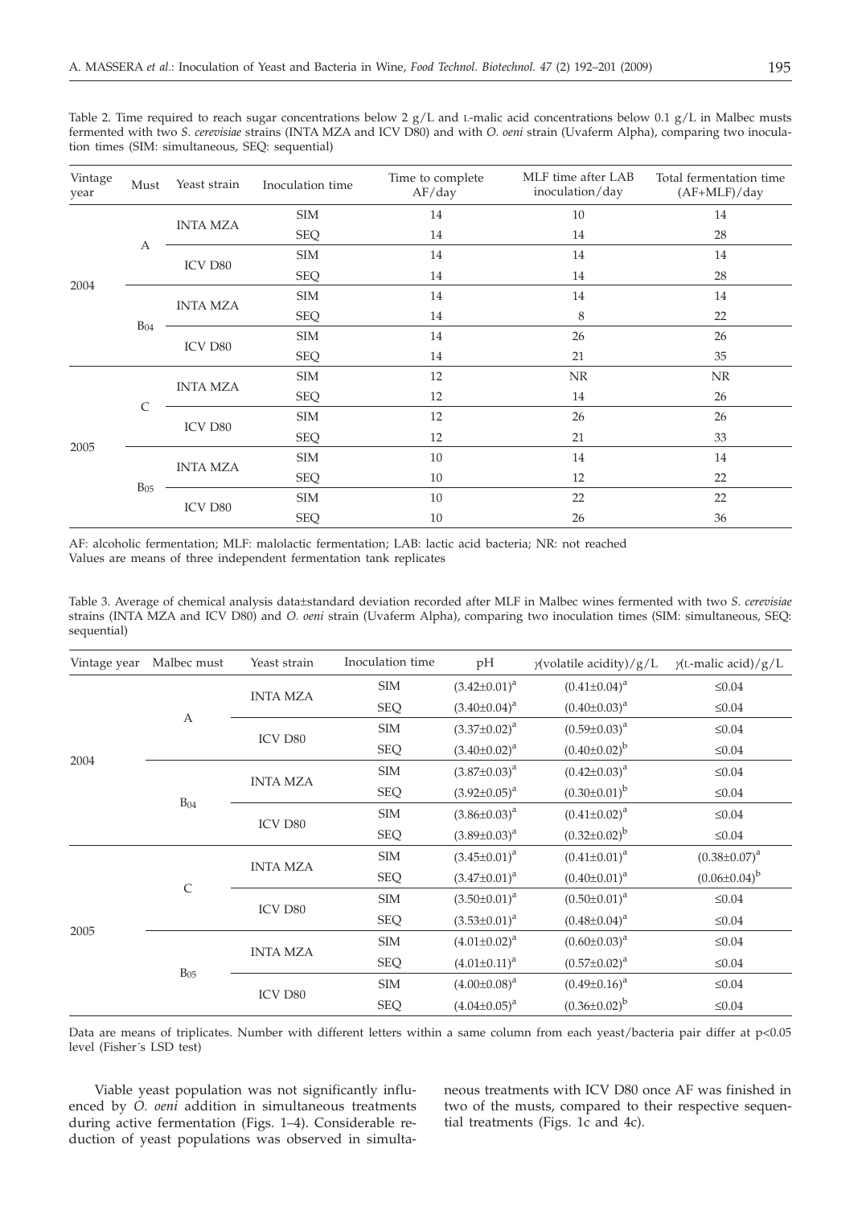Table 2. Time required to reach sugar concentrations below 2 g/L and L-malic acid concentrations below 0.1 g/L in Malbec musts fermented with two *S. cerevisiae* strains (INTA MZA and ICV D80) and with *O. oeni* strain (Uvaferm Alpha), comparing two inoculation times (SIM: simultaneous, SEQ: sequential)

| Vintage year | Must | Yeast strain | Inoculation time | Time to complete AF/day | MLF time after LAB inoculation/day | Total fermentation time (AF+MLF)/day |
|---|---|---|---|---|---|---|
| 2004 | A | INTA MZA | SIM | 14 | 10 | 14 |
| | | | SEQ | 14 | 14 | 28 |
| | | ICV D80 | SIM | 14 | 14 | 14 |
| | | | SEQ | 14 | 14 | 28 |
| | $B_{04}$ | INTA MZA | SIM | 14 | 14 | 14 |
| | | | SEQ | 14 | 8 | 22 |
| | | ICV D80 | SIM | 14 | 26 | 26 |
| | | | SEQ | 14 | 21 | 35 |
| 2005 | C | INTA MZA | SIM | 12 | NR | NR |
| | | | SEQ | 12 | 14 | 26 |
| | | ICV D80 | SIM | 12 | 26 | 26 |
| | | | SEQ | 12 | 21 | 33 |
| | $B_{05}$ | INTA MZA | SIM | 10 | 14 | 14 |
| | | | SEQ | 10 | 12 | 22 |
| | | ICV D80 | SIM | 10 | 22 | 22 |
| | | | SEQ | 10 | 26 | 36 |

AF: alcoholic fermentation; MLF: malolactic fermentation; LAB: lactic acid bacteria; NR: not reached
Values are means of three independent fermentation tank replicates

Table 3. Average of chemical analysis data±standard deviation recorded after MLF in Malbec wines fermented with two *S. cerevisiae* strains (INTA MZA and ICV D80) and *O. oeni* strain (Uvaferm Alpha), comparing two inoculation times (SIM: simultaneous, SEQ: sequential)

| Vintage year | Malbec must | Yeast strain | Inoculation time | pH | $\gamma$(volatile acidity)/g/L | $\gamma$(L-malic acid)/g/L |
|---|---|---|---|---|---|---|
| 2004 | A | INTA MZA | SIM | $(3.42\pm0.01)^a$ | $(0.41\pm0.04)^a$ | ≤0.04 |
| | | | SEQ | $(3.40\pm0.04)^a$ | $(0.40\pm0.03)^a$ | ≤0.04 |
| | | ICV D80 | SIM | $(3.37\pm0.02)^a$ | $(0.59\pm0.03)^a$ | ≤0.04 |
| | | | SEQ | $(3.40\pm0.02)^a$ | $(0.40\pm0.02)^b$ | ≤0.04 |
| | $B_{04}$ | INTA MZA | SIM | $(3.87\pm0.03)^a$ | $(0.42\pm0.03)^a$ | ≤0.04 |
| | | | SEQ | $(3.92\pm0.05)^a$ | $(0.30\pm0.01)^b$ | ≤0.04 |
| | | ICV D80 | SIM | $(3.86\pm0.03)^a$ | $(0.41\pm0.02)^a$ | ≤0.04 |
| | | | SEQ | $(3.89\pm0.03)^a$ | $(0.32\pm0.02)^b$ | ≤0.04 |
| 2005 | C | INTA MZA | SIM | $(3.45\pm0.01)^a$ | $(0.41\pm0.01)^a$ | $(0.38\pm0.07)^a$ |
| | | | SEQ | $(3.47\pm0.01)^a$ | $(0.40\pm0.01)^a$ | $(0.06\pm0.04)^b$ |
| | | ICV D80 | SIM | $(3.50\pm0.01)^a$ | $(0.50\pm0.01)^a$ | ≤0.04 |
| | | | SEQ | $(3.53\pm0.01)^a$ | $(0.48\pm0.04)^a$ | ≤0.04 |
| | $B_{05}$ | INTA MZA | SIM | $(4.01\pm0.02)^a$ | $(0.60\pm0.03)^a$ | ≤0.04 |
| | | | SEQ | $(4.01\pm0.11)^a$ | $(0.57\pm0.02)^a$ | ≤0.04 |
| | | ICV D80 | SIM | $(4.00\pm0.08)^a$ | $(0.49\pm0.16)^a$ | ≤0.04 |
| | | | SEQ | $(4.04\pm0.05)^a$ | $(0.36\pm0.02)^b$ | ≤0.04 |

Data are means of triplicates. Number with different letters within a same column from each yeast/bacteria pair differ at $p<0.05$ level (Fisher´s LSD test)

Viable yeast population was not significantly influenced by *O. oeni* addition in simultaneous treatments during active fermentation (Figs. 1–4). Considerable reduction of yeast populations was observed in simultaneous treatments with ICV D80 once AF was finished in two of the musts, compared to their respective sequential treatments (Figs. 1c and 4c).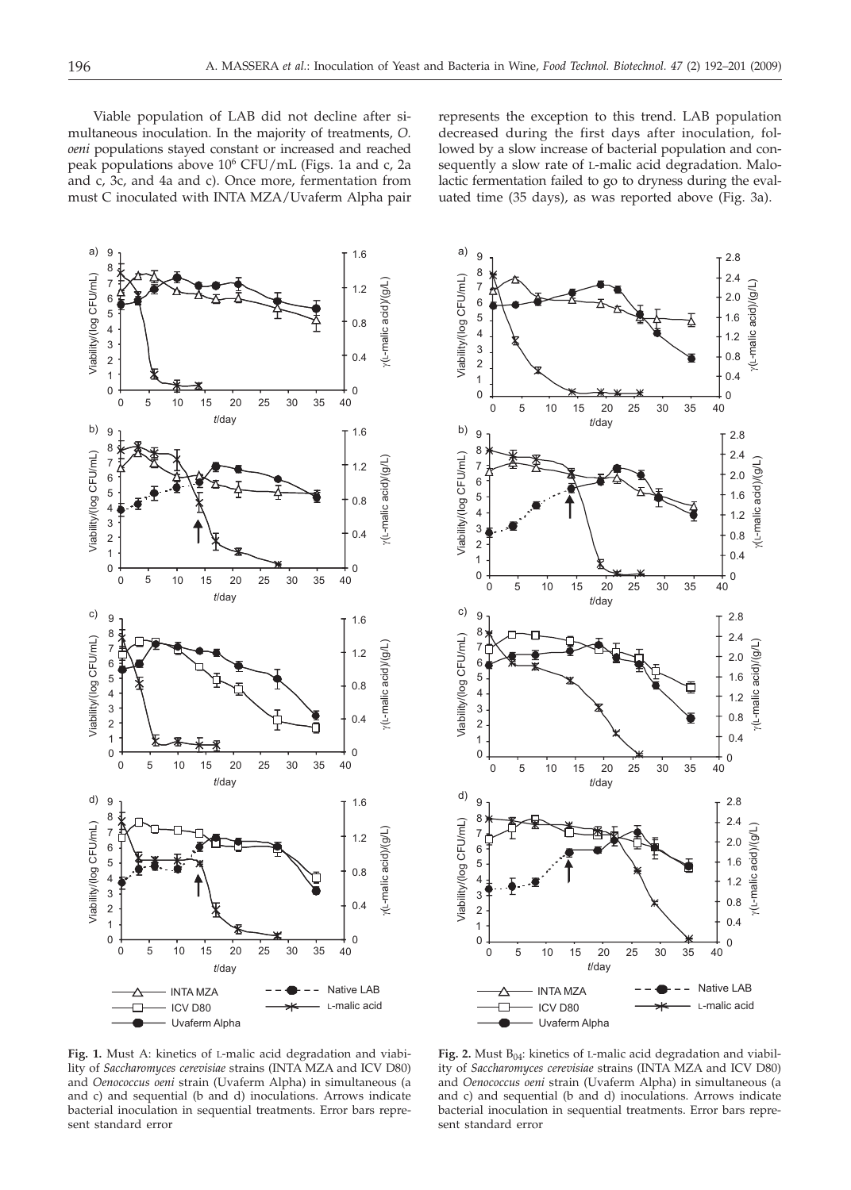Viable population of LAB did not decline after simultaneous inoculation. In the majority of treatments, *O. oeni* populations stayed constant or increased and reached peak populations above $10^6$ CFU/mL (Figs. 1a and c, 2a and c, 3c, and 4a and c). Once more, fermentation from must C inoculated with INTA MZA/Uvaferm Alpha pair represents the exception to this trend. LAB population decreased during the first days after inoculation, followed by a slow increase of bacterial population and consequently a slow rate of L-malic acid degradation. Malolactic fermentation failed to go to dryness during the evaluated time (35 days), as was reported above (Fig. 3a).

**Fig. 1.** Must A: kinetics of L-malic acid degradation and viability of *Saccharomyces cerevisiae* strains (INTA MZA and ICV D80) and *Oenococcus oeni* strain (Uvaferm Alpha) in simultaneous (a and c) and sequential (b and d) inoculations. Arrows indicate bacterial inoculation in sequential treatments. Error bars represent standard error

**Fig. 2.** Must $B_{04}$: kinetics of L-malic acid degradation and viability of *Saccharomyces cerevisiae* strains (INTA MZA and ICV D80) and *Oenococcus oeni* strain (Uvaferm Alpha) in simultaneous (a and c) and sequential (b and d) inoculations. Arrows indicate bacterial inoculation in sequential treatments. Error bars represent standard error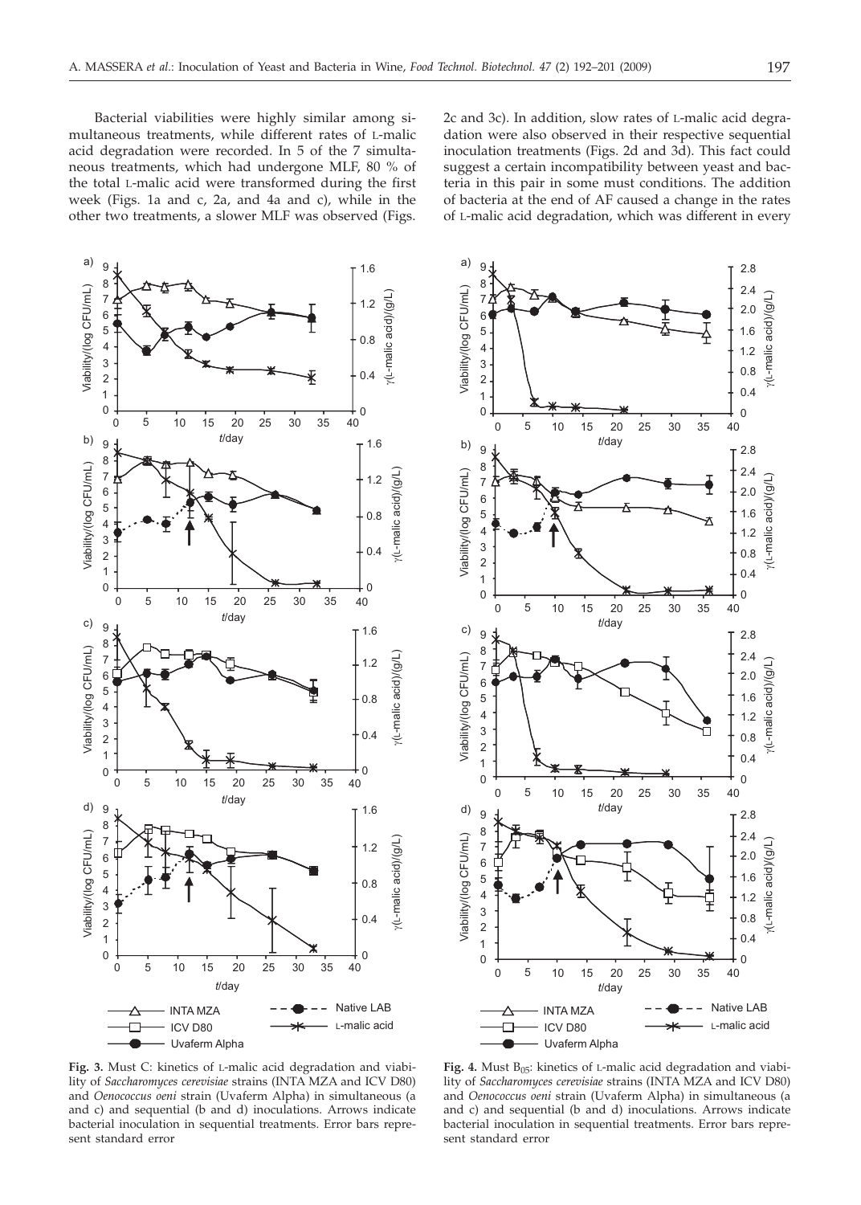Bacterial viabilities were highly similar among simultaneous treatments, while different rates of L-malic acid degradation were recorded. In 5 of the 7 simultaneous treatments, which had undergone MLF, 80 % of the total L-malic acid were transformed during the first week (Figs. 1a and c, 2a, and 4a and c), while in the other two treatments, a slower MLF was observed (Figs. 2c and 3c). In addition, slow rates of L-malic acid degradation were also observed in their respective sequential inoculation treatments (Figs. 2d and 3d). This fact could suggest a certain incompatibility between yeast and bacteria in this pair in some must conditions. The addition of bacteria at the end of AF caused a change in the rates of L-malic acid degradation, which was different in every

**Fig. 3.** Must C: kinetics of L-malic acid degradation and viability of *Saccharomyces cerevisiae* strains (INTA MZA and ICV D80) and *Oenococcus oeni* strain (Uvaferm Alpha) in simultaneous (a and c) and sequential (b and d) inoculations. Arrows indicate bacterial inoculation in sequential treatments. Error bars represent standard error

**Fig. 4.** Must $B_{05}$: kinetics of L-malic acid degradation and viability of *Saccharomyces cerevisiae* strains (INTA MZA and ICV D80) and *Oenococcus oeni* strain (Uvaferm Alpha) in simultaneous (a and c) and sequential (b and d) inoculations. Arrows indicate bacterial inoculation in sequential treatments. Error bars represent standard error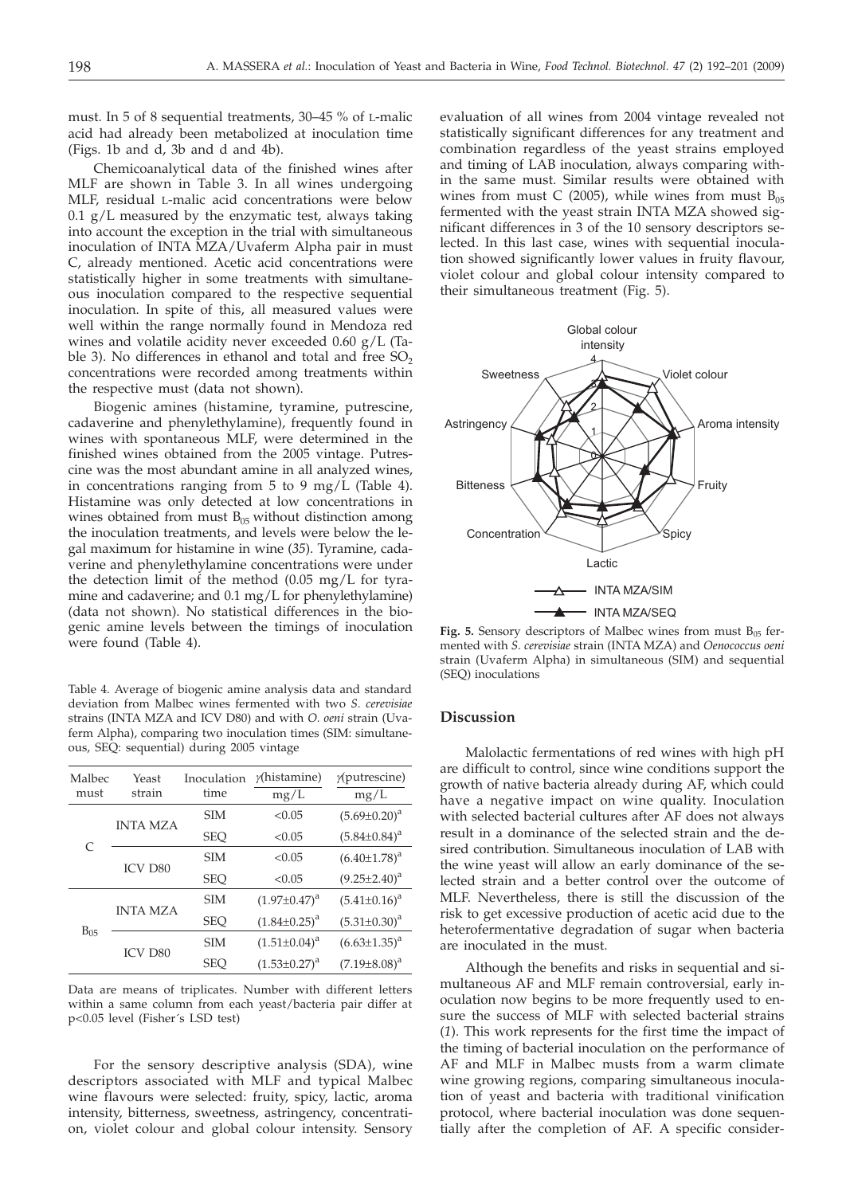must. In 5 of 8 sequential treatments, 30–45 % of L-malic acid had already been metabolized at inoculation time (Figs. 1b and d, 3b and d and 4b).

Chemicoanalytical data of the finished wines after MLF are shown in Table 3. In all wines undergoing MLF, residual L-malic acid concentrations were below 0.1 g/L measured by the enzymatic test, always taking into account the exception in the trial with simultaneous inoculation of INTA MZA/Uvaferm Alpha pair in must C, already mentioned. Acetic acid concentrations were statistically higher in some treatments with simultaneous inoculation compared to the respective sequential inoculation. In spite of this, all measured values were well within the range normally found in Mendoza red wines and volatile acidity never exceeded 0.60 g/L (Table 3). No differences in ethanol and total and free $SO_2$ concentrations were recorded among treatments within the respective must (data not shown).

Biogenic amines (histamine, tyramine, putrescine, cadaverine and phenylethylamine), frequently found in wines with spontaneous MLF, were determined in the finished wines obtained from the 2005 vintage. Putrescine was the most abundant amine in all analyzed wines, in concentrations ranging from 5 to 9 mg/L (Table 4). Histamine was only detected at low concentrations in wines obtained from must $B_{05}$ without distinction among the inoculation treatments, and levels were below the legal maximum for histamine in wine (*35*). Tyramine, cadaverine and phenylethylamine concentrations were under the detection limit of the method (0.05 mg/L for tyramine and cadaverine; and 0.1 mg/L for phenylethylamine) (data not shown). No statistical differences in the biogenic amine levels between the timings of inoculation were found (Table 4).

Table 4. Average of biogenic amine analysis data and standard deviation from Malbec wines fermented with two *S. cerevisiae* strains (INTA MZA and ICV D80) and with *O. oeni* strain (Uvaferm Alpha), comparing two inoculation times (SIM: simultaneous, SEQ: sequential) during 2005 vintage

| Malbec must | Yeast strain | Inoculation time | $\gamma$(histamine) mg/L | $\gamma$(putrescine) mg/L |
|---|---|---|---|---|
| C | INTA MZA | SIM | <0.05 | $(5.69\pm0.20)^a$ |
| | | SEQ | <0.05 | $(5.84\pm0.84)^a$ |
| | ICV D80 | SIM | <0.05 | $(6.40\pm1.78)^a$ |
| | | SEQ | <0.05 | $(9.25\pm2.40)^a$ |
| $B_{05}$ | INTA MZA | SIM | $(1.97\pm0.47)^a$ | $(5.41\pm0.16)^a$ |
| | | SEQ | $(1.84\pm0.25)^a$ | $(5.31\pm0.30)^a$ |
| | ICV D80 | SIM | $(1.51\pm0.04)^a$ | $(6.63\pm1.35)^a$ |
| | | SEQ | $(1.53\pm0.27)^a$ | $(7.19\pm8.08)^a$ |

Data are means of triplicates. Number with different letters within a same column from each yeast/bacteria pair differ at $p<0.05$ level (Fisher´s LSD test)

For the sensory descriptive analysis (SDA), wine descriptors associated with MLF and typical Malbec wine flavours were selected: fruity, spicy, lactic, aroma intensity, bitterness, sweetness, astringency, concentration, violet colour and global colour intensity. Sensory evaluation of all wines from 2004 vintage revealed not statistically significant differences for any treatment and combination regardless of the yeast strains employed and timing of LAB inoculation, always comparing within the same must. Similar results were obtained with wines from must C (2005), while wines from must $B_{05}$ fermented with the yeast strain INTA MZA showed significant differences in 3 of the 10 sensory descriptors selected. In this last case, wines with sequential inoculation showed significantly lower values in fruity flavour, violet colour and global colour intensity compared to their simultaneous treatment (Fig. 5).

**Fig. 5.** Sensory descriptors of Malbec wines from must $B_{05}$ fermented with *S. cerevisiae* strain (INTA MZA) and *Oenococcus oeni* strain (Uvaferm Alpha) in simultaneous (SIM) and sequential (SEQ) inoculations

## Discussion

Malolactic fermentations of red wines with high pH are difficult to control, since wine conditions support the growth of native bacteria already during AF, which could have a negative impact on wine quality. Inoculation with selected bacterial cultures after AF does not always result in a dominance of the selected strain and the desired contribution. Simultaneous inoculation of LAB with the wine yeast will allow an early dominance of the selected strain and a better control over the outcome of MLF. Nevertheless, there is still the discussion of the risk to get excessive production of acetic acid due to the heterofermentative degradation of sugar when bacteria are inoculated in the must.

Although the benefits and risks in sequential and simultaneous AF and MLF remain controversial, early inoculation now begins to be more frequently used to ensure the success of MLF with selected bacterial strains (*1*). This work represents for the first time the impact of the timing of bacterial inoculation on the performance of AF and MLF in Malbec musts from a warm climate wine growing regions, comparing simultaneous inoculation of yeast and bacteria with traditional vinification protocol, where bacterial inoculation was done sequentially after the completion of AF. A specific consider-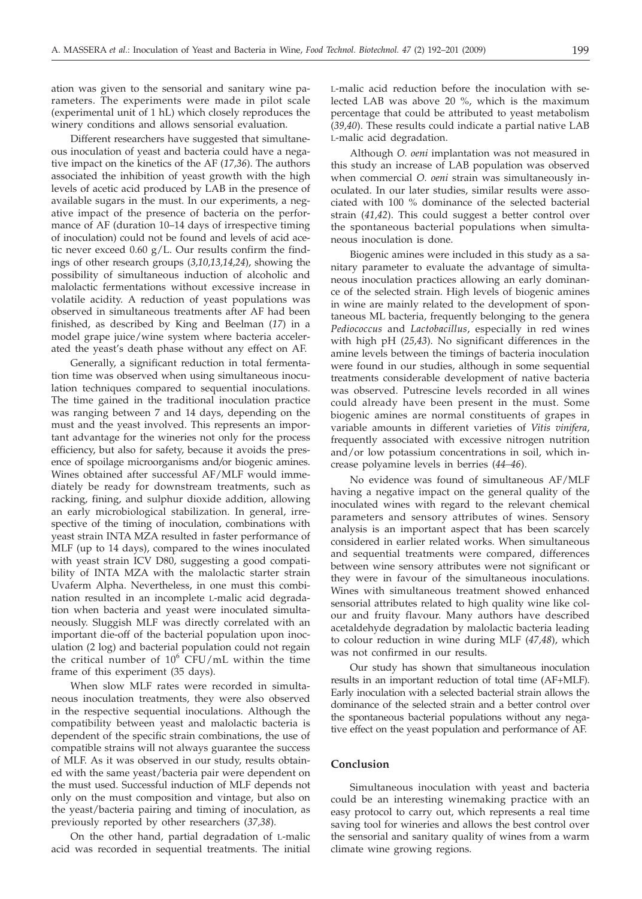ation was given to the sensorial and sanitary wine parameters. The experiments were made in pilot scale (experimental unit of 1 hL) which closely reproduces the winery conditions and allows sensorial evaluation.

Different researchers have suggested that simultaneous inoculation of yeast and bacteria could have a negative impact on the kinetics of the AF (*17,36*). The authors associated the inhibition of yeast growth with the high levels of acetic acid produced by LAB in the presence of available sugars in the must. In our experiments, a negative impact of the presence of bacteria on the performance of AF (duration 10–14 days of irrespective timing of inoculation) could not be found and levels of acetic never exceed 0.60 g/L. Our results confirm the findings of other research groups (*3,10,13,14,24*), showing the possibility of simultaneous induction of alcoholic and malolactic fermentations without excessive increase in volatile acidity. A reduction of yeast populations was observed in simultaneous treatments after AF had been finished, as described by King and Beelman (*17*) in a model grape juice/wine system where bacteria accelerated the yeast's death phase without any effect on AF.

Generally, a significant reduction in total fermentation time was observed when using simultaneous inoculation techniques compared to sequential inoculations. The time gained in the traditional inoculation practice was ranging between 7 and 14 days, depending on the must and the yeast involved. This represents an important advantage for the wineries not only for the process efficiency, but also for safety, because it avoids the presence of spoilage microorganisms and/or biogenic amines. Wines obtained after successful AF/MLF would immediately be ready for downstream treatments, such as racking, fining, and sulphur dioxide addition, allowing an early microbiological stabilization. In general, irrespective of the timing of inoculation, combinations with yeast strain INTA MZA resulted in faster performance of MLF (up to 14 days), compared to the wines inoculated with yeast strain ICV D80, suggesting a good compatibility of INTA MZA with the malolactic starter strain Uvaferm Alpha. Nevertheless, in one must this combination resulted in an incomplete L-malic acid degradation when bacteria and yeast were inoculated simultaneously. Sluggish MLF was directly correlated with an important die-off of the bacterial population upon inoculation (2 log) and bacterial population could not regain the critical number of $10^6$ CFU/mL within the time frame of this experiment (35 days).

When slow MLF rates were recorded in simultaneous inoculation treatments, they were also observed in the respective sequential inoculations. Although the compatibility between yeast and malolactic bacteria is dependent of the specific strain combinations, the use of compatible strains will not always guarantee the success of MLF. As it was observed in our study, results obtained with the same yeast/bacteria pair were dependent on the must used. Successful induction of MLF depends not only on the must composition and vintage, but also on the yeast/bacteria pairing and timing of inoculation, as previously reported by other researchers (*37,38*).

On the other hand, partial degradation of L-malic acid was recorded in sequential treatments. The initial L-malic acid reduction before the inoculation with selected LAB was above 20 %, which is the maximum percentage that could be attributed to yeast metabolism (*39,40*). These results could indicate a partial native LAB L-malic acid degradation.

Although *O. oeni* implantation was not measured in this study an increase of LAB population was observed when commercial *O. oeni* strain was simultaneously inoculated. In our later studies, similar results were associated with 100 % dominance of the selected bacterial strain (*41,42*). This could suggest a better control over the spontaneous bacterial populations when simultaneous inoculation is done.

Biogenic amines were included in this study as a sanitary parameter to evaluate the advantage of simultaneous inoculation practices allowing an early dominance of the selected strain. High levels of biogenic amines in wine are mainly related to the development of spontaneous ML bacteria, frequently belonging to the genera *Pediococcus* and *Lactobacillus*, especially in red wines with high pH (*25,43*). No significant differences in the amine levels between the timings of bacteria inoculation were found in our studies, although in some sequential treatments considerable development of native bacteria was observed. Putrescine levels recorded in all wines could already have been present in the must. Some biogenic amines are normal constituents of grapes in variable amounts in different varieties of *Vitis vinifera*, frequently associated with excessive nitrogen nutrition and/or low potassium concentrations in soil, which increase polyamine levels in berries (*44–46*).

No evidence was found of simultaneous AF/MLF having a negative impact on the general quality of the inoculated wines with regard to the relevant chemical parameters and sensory attributes of wines. Sensory analysis is an important aspect that has been scarcely considered in earlier related works. When simultaneous and sequential treatments were compared, differences between wine sensory attributes were not significant or they were in favour of the simultaneous inoculations. Wines with simultaneous treatment showed enhanced sensorial attributes related to high quality wine like colour and fruity flavour. Many authors have described acetaldehyde degradation by malolactic bacteria leading to colour reduction in wine during MLF (*47,48*), which was not confirmed in our results.

Our study has shown that simultaneous inoculation results in an important reduction of total time (AF+MLF). Early inoculation with a selected bacterial strain allows the dominance of the selected strain and a better control over the spontaneous bacterial populations without any negative effect on the yeast population and performance of AF.

## Conclusion

Simultaneous inoculation with yeast and bacteria could be an interesting winemaking practice with an easy protocol to carry out, which represents a real time saving tool for wineries and allows the best control over the sensorial and sanitary quality of wines from a warm climate wine growing regions.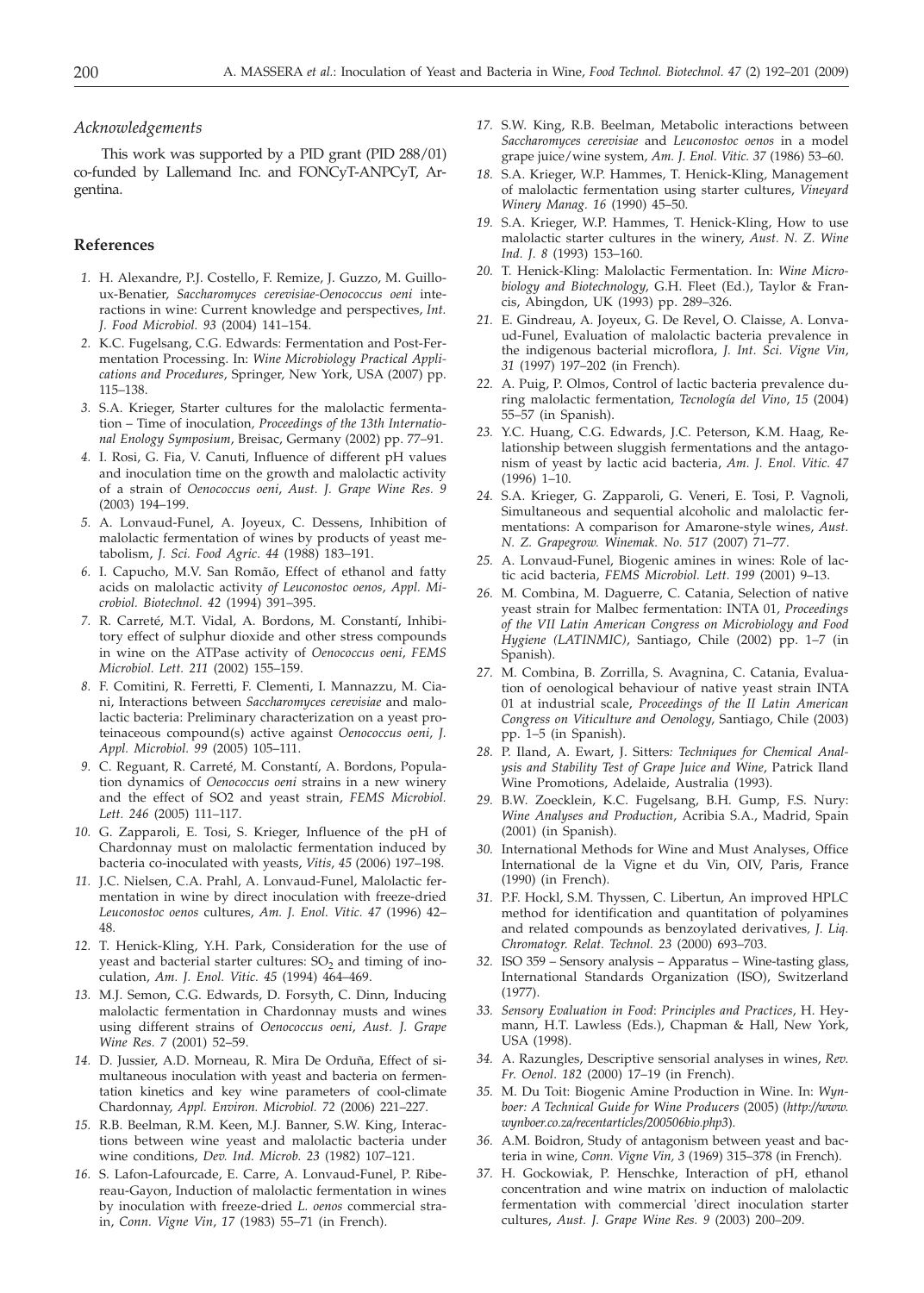## *Acknowledgements*

This work was supported by a PID grant (PID 288/01) co-funded by Lallemand Inc. and FONCyT-ANPCyT, Argentina.

## References

1. H. Alexandre, P.J. Costello, F. Remize, J. Guzzo, M. Guilloux-Benatier, *Saccharomyces cerevisiae-Oenococcus oeni* interactions in wine: Current knowledge and perspectives, *Int. J. Food Microbiol. 93* (2004) 141–154.
2. K.C. Fugelsang, C.G. Edwards: Fermentation and Post-Fermentation Processing. In: *Wine Microbiology Practical Applications and Procedures*, Springer, New York, USA (2007) pp. 115–138.
3. S.A. Krieger, Starter cultures for the malolactic fermentation – Time of inoculation, *Proceedings of the 13th International Enology Symposium*, Breisac, Germany (2002) pp. 77–91.
4. I. Rosi, G. Fia, V. Canuti, Influence of different pH values and inoculation time on the growth and malolactic activity of a strain of *Oenococcus oeni*, *Aust. J. Grape Wine Res. 9* (2003) 194–199.
5. A. Lonvaud-Funel, A. Joyeux, C. Dessens, Inhibition of malolactic fermentation of wines by products of yeast metabolism, *J. Sci. Food Agric. 44* (1988) 183–191.
6. I. Capucho, M.V. San Romão, Effect of ethanol and fatty acids on malolactic activity *of Leuconostoc oenos*, *Appl. Microbiol. Biotechnol. 42* (1994) 391–395.
7. R. Carreté, M.T. Vidal, A. Bordons, M. Constantí, Inhibitory effect of sulphur dioxide and other stress compounds in wine on the ATPase activity of *Oenococcus oeni*, *FEMS Microbiol. Lett. 211* (2002) 155–159.
8. F. Comitini, R. Ferretti, F. Clementi, I. Mannazzu, M. Ciani, Interactions between *Saccharomyces cerevisiae* and malolactic bacteria: Preliminary characterization on a yeast proteinaceous compound(s) active against *Oenococcus oeni*, *J. Appl. Microbiol. 99* (2005) 105–111.
9. C. Reguant, R. Carreté, M. Constantí, A. Bordons, Population dynamics of *Oenococcus oeni* strains in a new winery and the effect of SO2 and yeast strain, *FEMS Microbiol. Lett. 246* (2005) 111–117.
10. G. Zapparoli, E. Tosi, S. Krieger, Influence of the pH of Chardonnay must on malolactic fermentation induced by bacteria co-inoculated with yeasts, *Vitis*, *45* (2006) 197–198.
11. J.C. Nielsen, C.A. Prahl, A. Lonvaud-Funel, Malolactic fermentation in wine by direct inoculation with freeze-dried *Leuconostoc oenos* cultures, *Am. J. Enol. Vitic. 47* (1996) 42–48.
12. T. Henick-Kling, Y.H. Park, Consideration for the use of yeast and bacterial starter cultures: $SO_2$ and timing of inoculation, *Am. J. Enol. Vitic. 45* (1994) 464–469.
13. M.J. Semon, C.G. Edwards, D. Forsyth, C. Dinn, Inducing malolactic fermentation in Chardonnay musts and wines using different strains of *Oenococcus oeni*, *Aust. J. Grape Wine Res. 7* (2001) 52–59.
14. D. Jussier, A.D. Morneau, R. Mira De Orduña, Effect of simultaneous inoculation with yeast and bacteria on fermentation kinetics and key wine parameters of cool-climate Chardonnay, *Appl. Environ. Microbiol. 72* (2006) 221–227.
15. R.B. Beelman, R.M. Keen, M.J. Banner, S.W. King, Interactions between wine yeast and malolactic bacteria under wine conditions, *Dev. Ind. Microb. 23* (1982) 107–121.
16. S. Lafon-Lafourcade, E. Carre, A. Lonvaud-Funel, P. Ribereau-Gayon, Induction of malolactic fermentation in wines by inoculation with freeze-dried *L. oenos* commercial strain, *Conn. Vigne Vin*, *17* (1983) 55–71 (in French).
17. S.W. King, R.B. Beelman, Metabolic interactions between *Saccharomyces cerevisiae* and *Leuconostoc oenos* in a model grape juice/wine system, *Am. J. Enol. Vitic. 37* (1986) 53–60.
18. S.A. Krieger, W.P. Hammes, T. Henick-Kling, Management of malolactic fermentation using starter cultures, *Vineyard Winery Manag. 16* (1990) 45–50.
19. S.A. Krieger, W.P. Hammes, T. Henick-Kling, How to use malolactic starter cultures in the winery, *Aust. N. Z. Wine Ind. J. 8* (1993) 153–160.
20. T. Henick-Kling: Malolactic Fermentation. In: *Wine Microbiology and Biotechnology*, G.H. Fleet (Ed.), Taylor & Francis, Abingdon, UK (1993) pp. 289–326.
21. E. Gindreau, A. Joyeux, G. De Revel, O. Claisse, A. Lonvaud-Funel, Evaluation of malolactic bacteria prevalence in the indigenous bacterial microflora, *J. Int. Sci. Vigne Vin*, *31* (1997) 197–202 (in French).
22. A. Puig, P. Olmos, Control of lactic bacteria prevalence during malolactic fermentation, *Tecnología del Vino*, *15* (2004) 55–57 (in Spanish).
23. Y.C. Huang, C.G. Edwards, J.C. Peterson, K.M. Haag, Relationship between sluggish fermentations and the antagonism of yeast by lactic acid bacteria, *Am. J. Enol. Vitic. 47* (1996) 1–10.
24. S.A. Krieger, G. Zapparoli, G. Veneri, E. Tosi, P. Vagnoli, Simultaneous and sequential alcoholic and malolactic fermentations: A comparison for Amarone-style wines, *Aust. N. Z. Grapegrow. Winemak. No. 517* (2007) 71–77.
25. A. Lonvaud-Funel, Biogenic amines in wines: Role of lactic acid bacteria, *FEMS Microbiol. Lett. 199* (2001) 9–13.
26. M. Combina, M. Daguerre, C. Catania, Selection of native yeast strain for Malbec fermentation: INTA 01, *Proceedings of the VII Latin American Congress on Microbiology and Food Hygiene (LATINMIC)*, Santiago, Chile (2002) pp. 1–7 (in Spanish).
27. M. Combina, B. Zorrilla, S. Avagnina, C. Catania, Evaluation of oenological behaviour of native yeast strain INTA 01 at industrial scale, *Proceedings of the II Latin American Congress on Viticulture and Oenology*, Santiago, Chile (2003) pp. 1–5 (in Spanish).
28. P. Iland, A. Ewart, J. Sitters*: Techniques for Chemical Analysis and Stability Test of Grape Juice and Wine*, Patrick Iland Wine Promotions, Adelaide, Australia (1993).
29. B.W. Zoecklein, K.C. Fugelsang, B.H. Gump, F.S. Nury: *Wine Analyses and Production*, Acribia S.A., Madrid, Spain (2001) (in Spanish).
30. International Methods for Wine and Must Analyses, Office International de la Vigne et du Vin, OIV, Paris, France (1990) (in French).
31. P.F. Hockl, S.M. Thyssen, C. Libertun, An improved HPLC method for identification and quantitation of polyamines and related compounds as benzoylated derivatives, *J. Liq. Chromatogr. Relat. Technol. 23* (2000) 693–703.
32. ISO 359 – Sensory analysis – Apparatus – Wine-tasting glass, International Standards Organization (ISO), Switzerland (1977).
33. *Sensory Evaluation in Food*: *Principles and Practices*, H. Heymann, H.T. Lawless (Eds.), Chapman & Hall, New York, USA (1998).
34. A. Razungles, Descriptive sensorial analyses in wines, *Rev. Fr. Oenol. 182* (2000) 17–19 (in French).
35. M. Du Toit: Biogenic Amine Production in Wine. In: *Wynboer: A Technical Guide for Wine Producers* (2005) (*http://www.wynboer.co.za/recentarticles/200506bio.php3*).
36. A.M. Boidron, Study of antagonism between yeast and bacteria in wine, *Conn. Vigne Vin, 3* (1969) 315–378 (in French).
37. H. Gockowiak, P. Henschke, Interaction of pH, ethanol concentration and wine matrix on induction of malolactic fermentation with commercial 'direct inoculation starter cultures, *Aust. J. Grape Wine Res. 9* (2003) 200–209.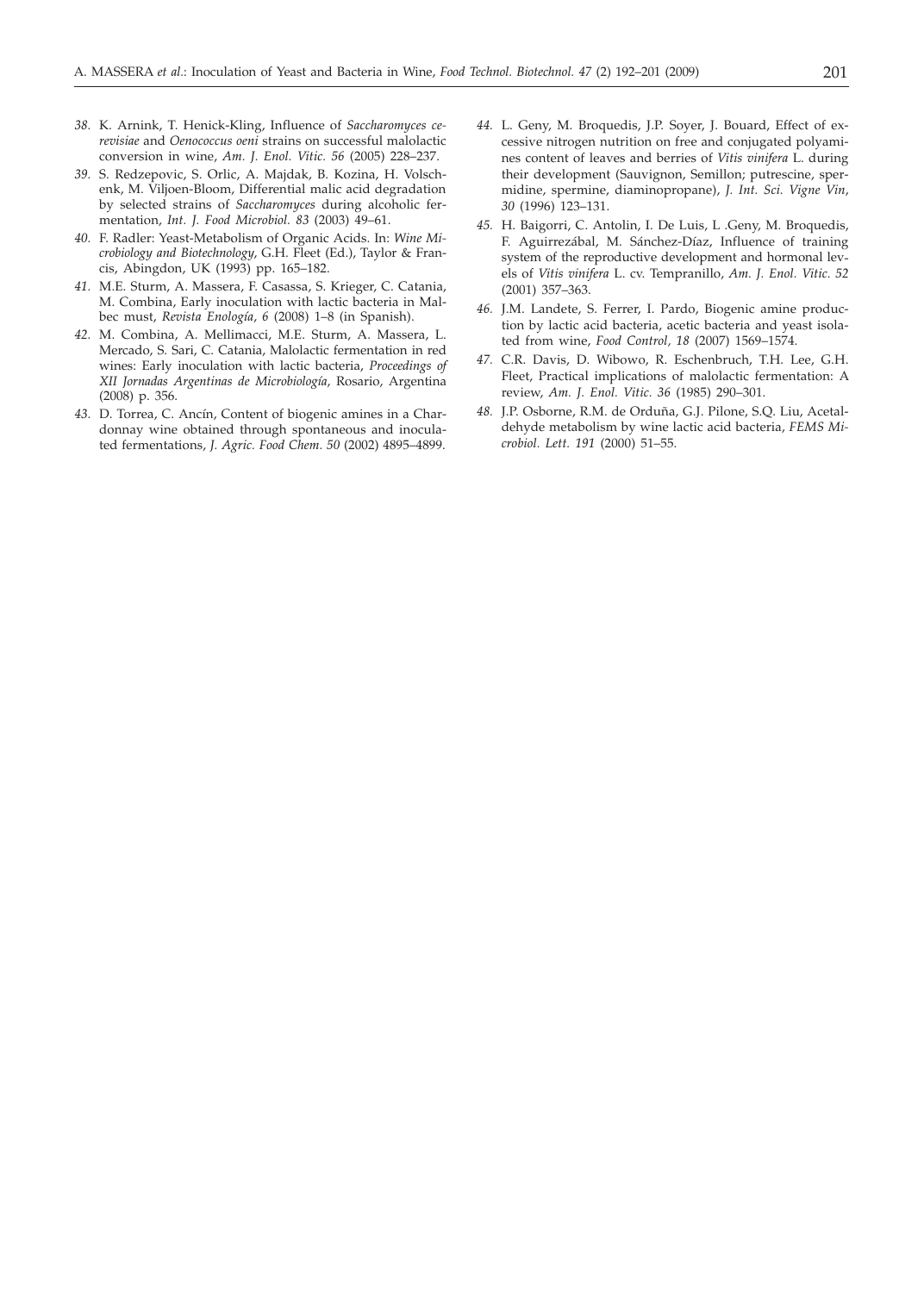38. K. Arnink, T. Henick-Kling, Influence of *Saccharomyces cerevisiae* and *Oenococcus oeni* strains on successful malolactic conversion in wine, *Am. J. Enol. Vitic. 56* (2005) 228–237.

39. S. Redzepovic, S. Orlic, A. Majdak, B. Kozina, H. Volschenk, M. Viljoen-Bloom, Differential malic acid degradation by selected strains of *Saccharomyces* during alcoholic fermentation, *Int. J. Food Microbiol. 83* (2003) 49–61.

40. F. Radler: Yeast-Metabolism of Organic Acids. In: *Wine Microbiology and Biotechnology*, G.H. Fleet (Ed.), Taylor & Francis, Abingdon, UK (1993) pp. 165–182.

41. M.E. Sturm, A. Massera, F. Casassa, S. Krieger, C. Catania, M. Combina, Early inoculation with lactic bacteria in Malbec must, *Revista Enología, 6* (2008) 1–8 (in Spanish).

42. M. Combina, A. Mellimacci, M.E. Sturm, A. Massera, L. Mercado, S. Sari, C. Catania, Malolactic fermentation in red wines: Early inoculation with lactic bacteria, *Proceedings of XII Jornadas Argentinas de Microbiología*, Rosario, Argentina (2008) p. 356.

43. D. Torrea, C. Ancín, Content of biogenic amines in a Chardonnay wine obtained through spontaneous and inoculated fermentations, *J. Agric. Food Chem. 50* (2002) 4895–4899.

44. L. Geny, M. Broquedis, J.P. Soyer, J. Bouard, Effect of excessive nitrogen nutrition on free and conjugated polyamines content of leaves and berries of *Vitis vinifera* L. during their development (Sauvignon, Semillon; putrescine, spermidine, spermine, diaminopropane), *J. Int. Sci. Vigne Vin*, *30* (1996) 123–131.

45. H. Baigorri, C. Antolin, I. De Luis, L .Geny, M. Broquedis, F. Aguirrezábal, M. Sánchez-Díaz, Influence of training system of the reproductive development and hormonal levels of *Vitis vinifera* L. cv. Tempranillo, *Am. J. Enol. Vitic. 52* (2001) 357–363.

46. J.M. Landete, S. Ferrer, I. Pardo, Biogenic amine production by lactic acid bacteria, acetic bacteria and yeast isolated from wine, *Food Control*, *18* (2007) 1569–1574.

47. C.R. Davis, D. Wibowo, R. Eschenbruch, T.H. Lee, G.H. Fleet, Practical implications of malolactic fermentation: A review, *Am. J. Enol. Vitic. 36* (1985) 290–301.

48. J.P. Osborne, R.M. de Orduña, G.J. Pilone, S.Q. Liu, Acetaldehyde metabolism by wine lactic acid bacteria, *FEMS Microbiol. Lett. 191* (2000) 51–55.